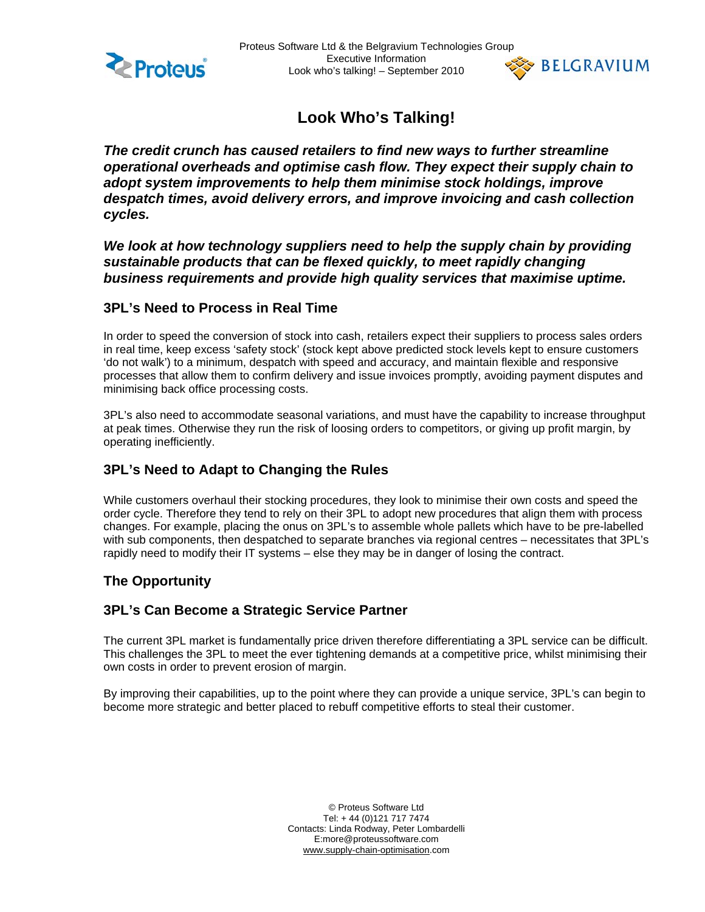# Look Who's Talking!

***The credit crunch has caused retailers to find new ways to further streamline operational overheads and optimise cash flow. They expect their supply chain to adopt system improvements to help them minimise stock holdings, improve despatch times, avoid delivery errors, and improve invoicing and cash collection cycles.***

***We look at how technology suppliers need to help the supply chain by providing sustainable products that can be flexed quickly, to meet rapidly changing business requirements and provide high quality services that maximise uptime.***

## 3PL's Need to Process in Real Time

In order to speed the conversion of stock into cash, retailers expect their suppliers to process sales orders in real time, keep excess 'safety stock' (stock kept above predicted stock levels kept to ensure customers 'do not walk') to a minimum, despatch with speed and accuracy, and maintain flexible and responsive processes that allow them to confirm delivery and issue invoices promptly, avoiding payment disputes and minimising back office processing costs.

3PL's also need to accommodate seasonal variations, and must have the capability to increase throughput at peak times. Otherwise they run the risk of loosing orders to competitors, or giving up profit margin, by operating inefficiently.

## 3PL's Need to Adapt to Changing the Rules

While customers overhaul their stocking procedures, they look to minimise their own costs and speed the order cycle. Therefore they tend to rely on their 3PL to adopt new procedures that align them with process changes. For example, placing the onus on 3PL's to assemble whole pallets which have to be pre-labelled with sub components, then despatched to separate branches via regional centres – necessitates that 3PL's rapidly need to modify their IT systems – else they may be in danger of losing the contract.

## The Opportunity

## 3PL's Can Become a Strategic Service Partner

The current 3PL market is fundamentally price driven therefore differentiating a 3PL service can be difficult. This challenges the 3PL to meet the ever tightening demands at a competitive price, whilst minimising their own costs in order to prevent erosion of margin.

By improving their capabilities, up to the point where they can provide a unique service, 3PL's can begin to become more strategic and better placed to rebuff competitive efforts to steal their customer.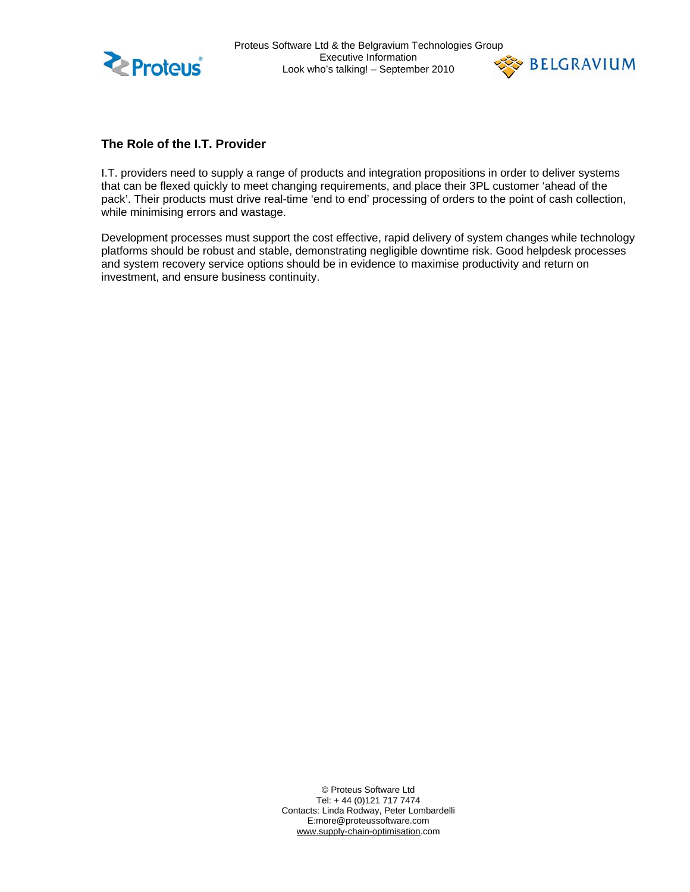## The Role of the I.T. Provider

I.T. providers need to supply a range of products and integration propositions in order to deliver systems that can be flexed quickly to meet changing requirements, and place their 3PL customer 'ahead of the pack'. Their products must drive real-time 'end to end' processing of orders to the point of cash collection, while minimising errors and wastage.

Development processes must support the cost effective, rapid delivery of system changes while technology platforms should be robust and stable, demonstrating negligible downtime risk. Good helpdesk processes and system recovery service options should be in evidence to maximise productivity and return on investment, and ensure business continuity.